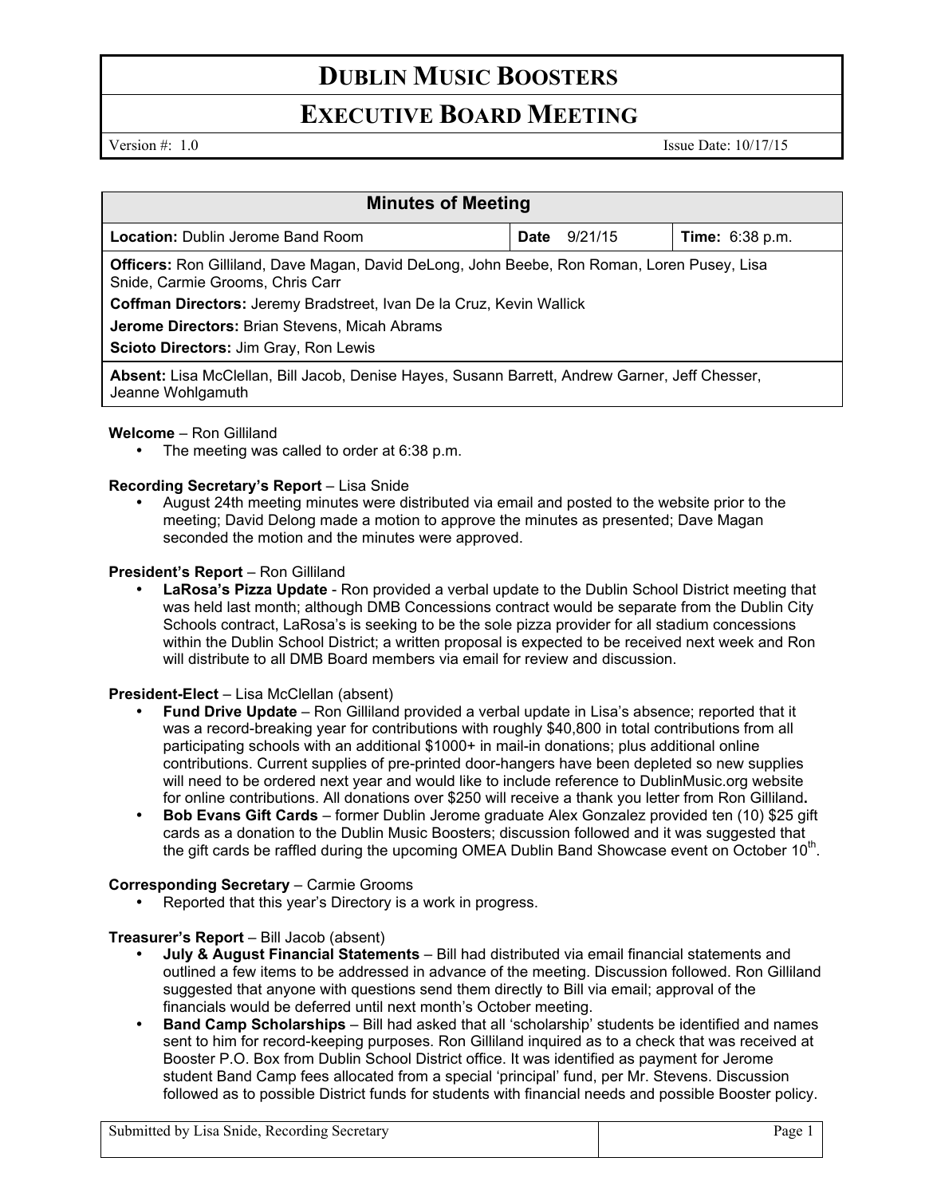# DUBLIN MUSIC BOOSTERS

## EXECUTIVE BOARD MEETING

Version #: 1.0 Issue Date: 10/17/15

| Minutes of Meeting | | |
|---|---|---|
| **Location:** Dublin Jerome Band Room | **Date** 9/21/15 | **Time:** 6:38 p.m. |
| **Officers:** Ron Gilliland, Dave Magan, David DeLong, John Beebe, Ron Roman, Loren Pusey, Lisa Snide, Carmie Grooms, Chris Carr<br>**Coffman Directors:** Jeremy Bradstreet, Ivan De la Cruz, Kevin Wallick<br>**Jerome Directors:** Brian Stevens, Micah Abrams<br>**Scioto Directors:** Jim Gray, Ron Lewis | | |
| **Absent:** Lisa McClellan, Bill Jacob, Denise Hayes, Susann Barrett, Andrew Garner, Jeff Chesser, Jeanne Wohlgamuth | | |

**Welcome** – Ron Gilliland

- The meeting was called to order at 6:38 p.m.

**Recording Secretary's Report** – Lisa Snide

- August 24th meeting minutes were distributed via email and posted to the website prior to the meeting; David Delong made a motion to approve the minutes as presented; Dave Magan seconded the motion and the minutes were approved.

**President's Report** – Ron Gilliland

- **LaRosa's Pizza Update** - Ron provided a verbal update to the Dublin School District meeting that was held last month; although DMB Concessions contract would be separate from the Dublin City Schools contract, LaRosa's is seeking to be the sole pizza provider for all stadium concessions within the Dublin School District; a written proposal is expected to be received next week and Ron will distribute to all DMB Board members via email for review and discussion.

**President-Elect** – Lisa McClellan (absent)

- **Fund Drive Update** – Ron Gilliland provided a verbal update in Lisa's absence; reported that it was a record-breaking year for contributions with roughly $40,800 in total contributions from all participating schools with an additional $1000+ in mail-in donations; plus additional online contributions. Current supplies of pre-printed door-hangers have been depleted so new supplies will need to be ordered next year and would like to include reference to DublinMusic.org website for online contributions. All donations over $250 will receive a thank you letter from Ron Gilliland**.**
- **Bob Evans Gift Cards** – former Dublin Jerome graduate Alex Gonzalez provided ten (10) $25 gift cards as a donation to the Dublin Music Boosters; discussion followed and it was suggested that the gift cards be raffled during the upcoming OMEA Dublin Band Showcase event on October 10th.

**Corresponding Secretary** – Carmie Grooms

- Reported that this year's Directory is a work in progress.

**Treasurer's Report** – Bill Jacob (absent)

- **July & August Financial Statements** – Bill had distributed via email financial statements and outlined a few items to be addressed in advance of the meeting. Discussion followed. Ron Gilliland suggested that anyone with questions send them directly to Bill via email; approval of the financials would be deferred until next month's October meeting.
- **Band Camp Scholarships** – Bill had asked that all 'scholarship' students be identified and names sent to him for record-keeping purposes. Ron Gilliland inquired as to a check that was received at Booster P.O. Box from Dublin School District office. It was identified as payment for Jerome student Band Camp fees allocated from a special 'principal' fund, per Mr. Stevens. Discussion followed as to possible District funds for students with financial needs and possible Booster policy.

Submitted by Lisa Snide, Recording Secretary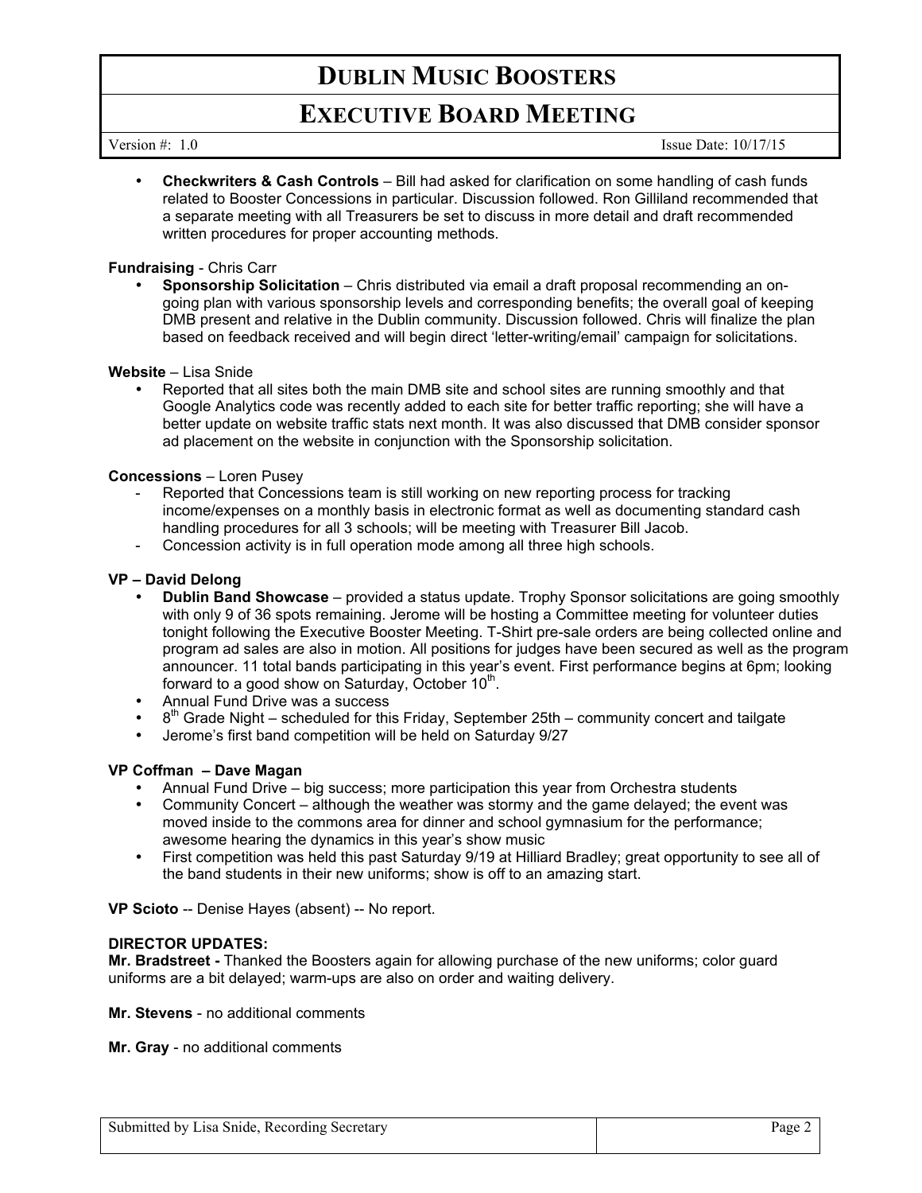- **Checkwriters & Cash Controls** – Bill had asked for clarification on some handling of cash funds related to Booster Concessions in particular. Discussion followed. Ron Gilliland recommended that a separate meeting with all Treasurers be set to discuss in more detail and draft recommended written procedures for proper accounting methods.

**Fundraising** - Chris Carr

- **Sponsorship Solicitation** – Chris distributed via email a draft proposal recommending an on-going plan with various sponsorship levels and corresponding benefits; the overall goal of keeping DMB present and relative in the Dublin community. Discussion followed. Chris will finalize the plan based on feedback received and will begin direct 'letter-writing/email' campaign for solicitations.

**Website** – Lisa Snide

- Reported that all sites both the main DMB site and school sites are running smoothly and that Google Analytics code was recently added to each site for better traffic reporting; she will have a better update on website traffic stats next month. It was also discussed that DMB consider sponsor ad placement on the website in conjunction with the Sponsorship solicitation.

**Concessions** – Loren Pusey

- Reported that Concessions team is still working on new reporting process for tracking income/expenses on a monthly basis in electronic format as well as documenting standard cash handling procedures for all 3 schools; will be meeting with Treasurer Bill Jacob.
- Concession activity is in full operation mode among all three high schools.

**VP – David Delong**

- **Dublin Band Showcase** – provided a status update. Trophy Sponsor solicitations are going smoothly with only 9 of 36 spots remaining. Jerome will be hosting a Committee meeting for volunteer duties tonight following the Executive Booster Meeting. T-Shirt pre-sale orders are being collected online and program ad sales are also in motion. All positions for judges have been secured as well as the program announcer. 11 total bands participating in this year's event. First performance begins at 6pm; looking forward to a good show on Saturday, October 10th.
- Annual Fund Drive was a success
- 8th Grade Night – scheduled for this Friday, September 25th – community concert and tailgate
- Jerome's first band competition will be held on Saturday 9/27

**VP Coffman – Dave Magan**

- Annual Fund Drive – big success; more participation this year from Orchestra students
- Community Concert – although the weather was stormy and the game delayed; the event was moved inside to the commons area for dinner and school gymnasium for the performance; awesome hearing the dynamics in this year's show music
- First competition was held this past Saturday 9/19 at Hilliard Bradley; great opportunity to see all of the band students in their new uniforms; show is off to an amazing start.

**VP Scioto** -- Denise Hayes (absent) -- No report.

**DIRECTOR UPDATES:**

**Mr. Bradstreet -** Thanked the Boosters again for allowing purchase of the new uniforms; color guard uniforms are a bit delayed; warm-ups are also on order and waiting delivery.

**Mr. Stevens** - no additional comments

**Mr. Gray** - no additional comments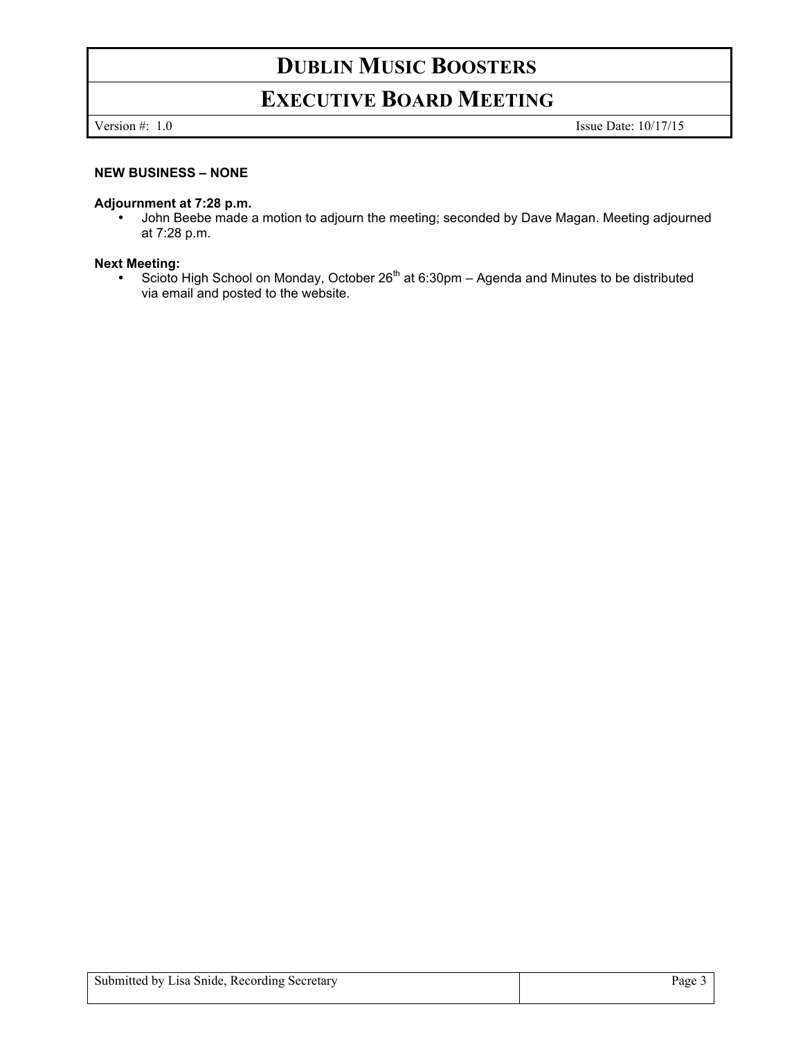**NEW BUSINESS – NONE**

**Adjournment at 7:28 p.m.**

- John Beebe made a motion to adjourn the meeting; seconded by Dave Magan. Meeting adjourned at 7:28 p.m.

**Next Meeting:**

- Scioto High School on Monday, October 26th at 6:30pm – Agenda and Minutes to be distributed via email and posted to the website.